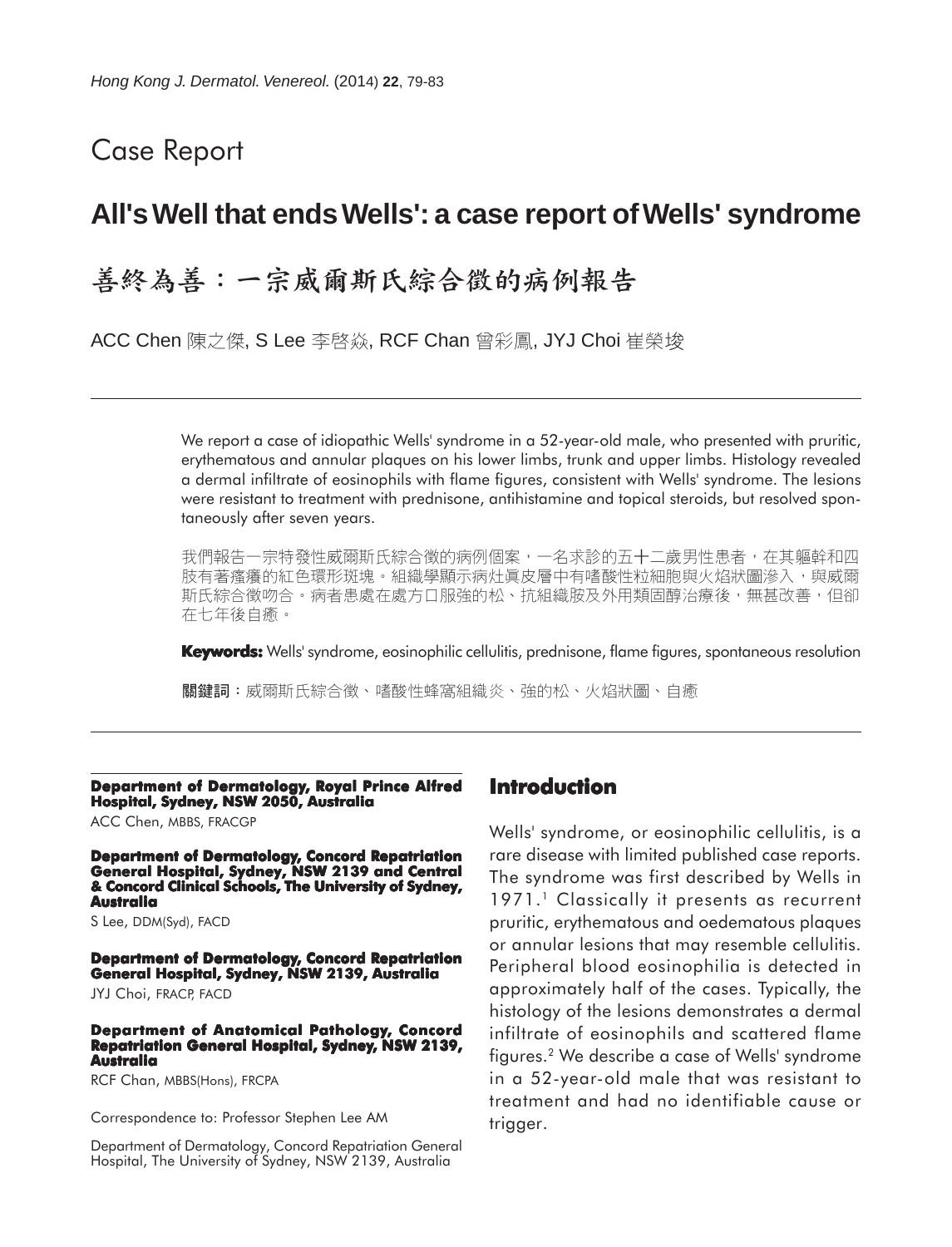Case Report

# All's Well that ends Wells': a case report of Wells' syndrome

# 善終為善：一宗威爾斯氏綜合徵的病例報告

ACC Chen 陳之傑, S Lee 李啓焱, RCF Chan 曾彩鳳, JYJ Choi 崔榮埈

We report a case of idiopathic Wells' syndrome in a 52-year-old male, who presented with pruritic, erythematous and annular plaques on his lower limbs, trunk and upper limbs. Histology revealed a dermal infiltrate of eosinophils with flame figures, consistent with Wells' syndrome. The lesions were resistant to treatment with prednisone, antihistamine and topical steroids, but resolved spontaneously after seven years.

我們報告一宗特發性威爾斯氏綜合徵的病例個案，一名求診的五十二歲男性患者，在其軀幹和四肢有著瘙癢的紅色環形斑塊。組織學顯示病灶真皮層中有嗜酸性粒細胞與火焰狀圖滲入，與威爾斯氏綜合徵吻合。病者患處在處方口服強的松、抗組織胺及外用類固醇治療後，無甚改善，但卻在七年後自癒。

**Keywords:** Wells' syndrome, eosinophilic cellulitis, prednisone, flame figures, spontaneous resolution

**關鍵詞**：威爾斯氏綜合徵、嗜酸性蜂窩組織炎、強的松、火焰狀圖、自癒

**Department of Dermatology, Royal Prince Alfred Hospital, Sydney, NSW 2050, Australia**

ACC Chen, MBBS, FRACGP

**Department of Dermatology, Concord Repatriation General Hospital, Sydney, NSW 2139 and Central & Concord Clinical Schools, The University of Sydney, Australia**

S Lee, DDM(Syd), FACD

**Department of Dermatology, Concord Repatriation General Hospital, Sydney, NSW 2139, Australia**

JYJ Choi, FRACP, FACD

**Department of Anatomical Pathology, Concord Repatriation General Hospital, Sydney, NSW 2139, Australia**

RCF Chan, MBBS(Hons), FRCPA

Correspondence to: Professor Stephen Lee AM

Department of Dermatology, Concord Repatriation General Hospital, The University of Sydney, NSW 2139, Australia

## Introduction

Wells' syndrome, or eosinophilic cellulitis, is a rare disease with limited published case reports. The syndrome was first described by Wells in 1971.[1] Classically it presents as recurrent pruritic, erythematous and oedematous plaques or annular lesions that may resemble cellulitis. Peripheral blood eosinophilia is detected in approximately half of the cases. Typically, the histology of the lesions demonstrates a dermal infiltrate of eosinophils and scattered flame figures.[2] We describe a case of Wells' syndrome in a 52-year-old male that was resistant to treatment and had no identifiable cause or trigger.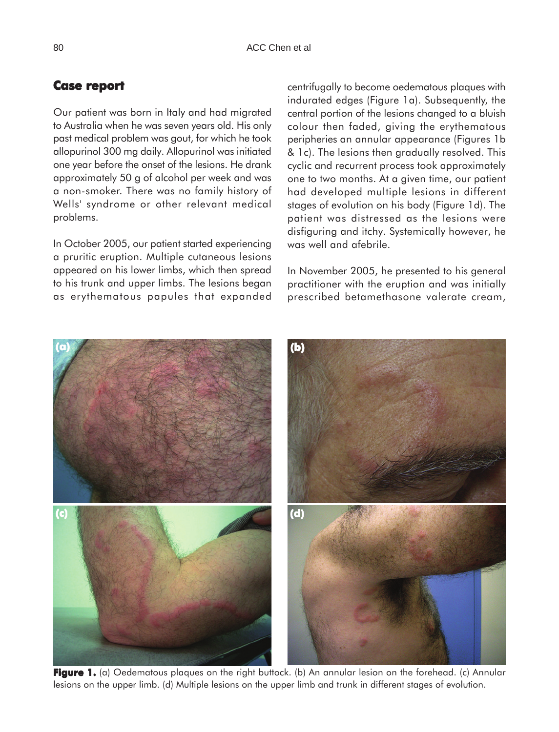## Case report

Our patient was born in Italy and had migrated to Australia when he was seven years old. His only past medical problem was gout, for which he took allopurinol 300 mg daily. Allopurinol was initiated one year before the onset of the lesions. He drank approximately 50 g of alcohol per week and was a non-smoker. There was no family history of Wells' syndrome or other relevant medical problems.

In October 2005, our patient started experiencing a pruritic eruption. Multiple cutaneous lesions appeared on his lower limbs, which then spread to his trunk and upper limbs. The lesions began as erythematous papules that expanded centrifugally to become oedematous plaques with indurated edges (Figure 1a). Subsequently, the central portion of the lesions changed to a bluish colour then faded, giving the erythematous peripheries an annular appearance (Figures 1b & 1c). The lesions then gradually resolved. This cyclic and recurrent process took approximately one to two months. At a given time, our patient had developed multiple lesions in different stages of evolution on his body (Figure 1d). The patient was distressed as the lesions were disfiguring and itchy. Systemically however, he was well and afebrile.

In November 2005, he presented to his general practitioner with the eruption and was initially prescribed betamethasone valerate cream,

**Figure 1.** (a) Oedematous plaques on the right buttock. (b) An annular lesion on the forehead. (c) Annular lesions on the upper limb. (d) Multiple lesions on the upper limb and trunk in different stages of evolution.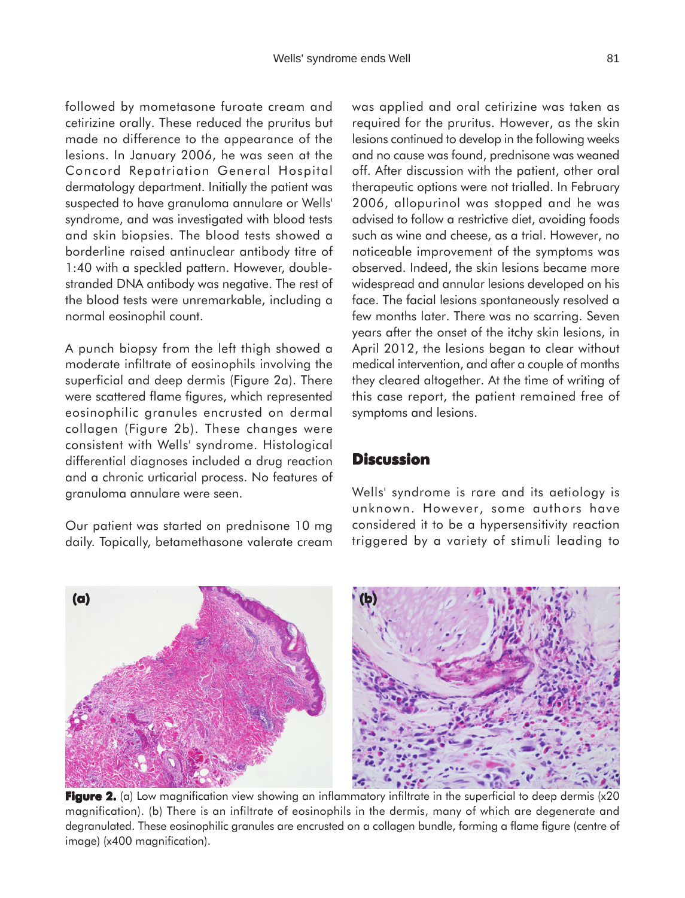followed by mometasone furoate cream and cetirizine orally. These reduced the pruritus but made no difference to the appearance of the lesions. In January 2006, he was seen at the Concord Repatriation General Hospital dermatology department. Initially the patient was suspected to have granuloma annulare or Wells' syndrome, and was investigated with blood tests and skin biopsies. The blood tests showed a borderline raised antinuclear antibody titre of 1:40 with a speckled pattern. However, double-stranded DNA antibody was negative. The rest of the blood tests were unremarkable, including a normal eosinophil count.

A punch biopsy from the left thigh showed a moderate infiltrate of eosinophils involving the superficial and deep dermis (Figure 2a). There were scattered flame figures, which represented eosinophilic granules encrusted on dermal collagen (Figure 2b). These changes were consistent with Wells' syndrome. Histological differential diagnoses included a drug reaction and a chronic urticarial process. No features of granuloma annulare were seen.

Our patient was started on prednisone 10 mg daily. Topically, betamethasone valerate cream was applied and oral cetirizine was taken as required for the pruritus. However, as the skin lesions continued to develop in the following weeks and no cause was found, prednisone was weaned off. After discussion with the patient, other oral therapeutic options were not trialled. In February 2006, allopurinol was stopped and he was advised to follow a restrictive diet, avoiding foods such as wine and cheese, as a trial. However, no noticeable improvement of the symptoms was observed. Indeed, the skin lesions became more widespread and annular lesions developed on his face. The facial lesions spontaneously resolved a few months later. There was no scarring. Seven years after the onset of the itchy skin lesions, in April 2012, the lesions began to clear without medical intervention, and after a couple of months they cleared altogether. At the time of writing of this case report, the patient remained free of symptoms and lesions.

## Discussion

Wells' syndrome is rare and its aetiology is unknown. However, some authors have considered it to be a hypersensitivity reaction triggered by a variety of stimuli leading to

**Figure 2.** (a) Low magnification view showing an inflammatory infiltrate in the superficial to deep dermis (x20 magnification). (b) There is an infiltrate of eosinophils in the dermis, many of which are degenerate and degranulated. These eosinophilic granules are encrusted on a collagen bundle, forming a flame figure (centre of image) (x400 magnification).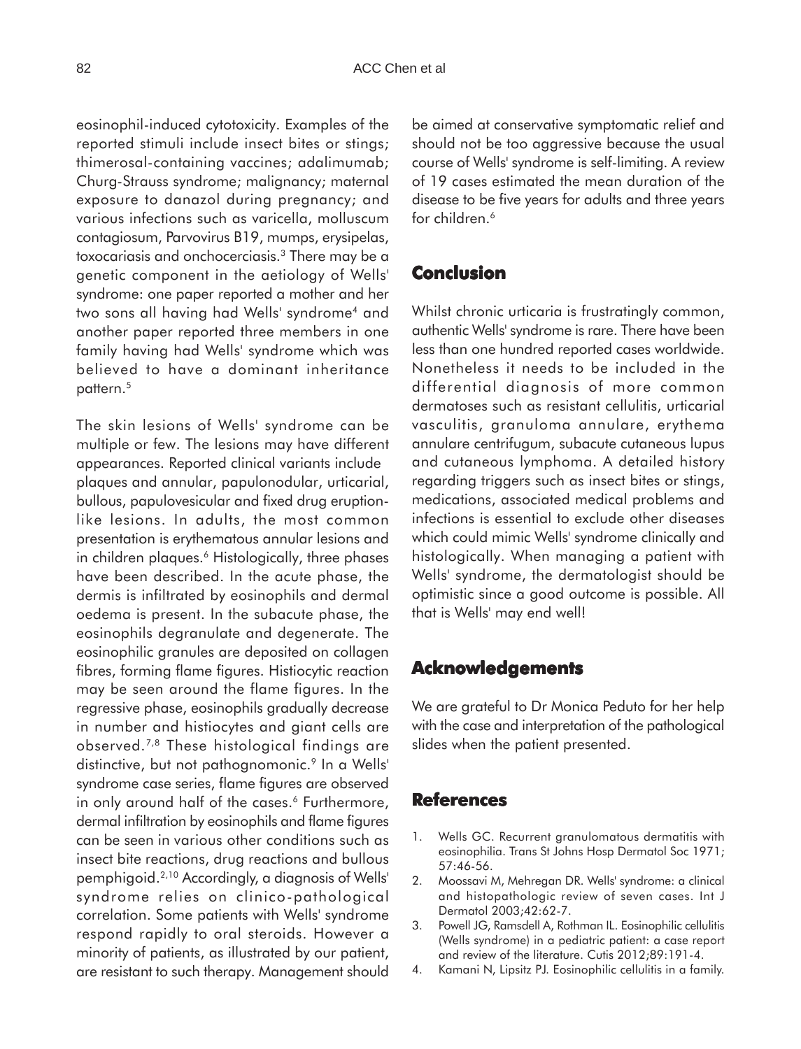eosinophil-induced cytotoxicity. Examples of the reported stimuli include insect bites or stings; thimerosal-containing vaccines; adalimumab; Churg-Strauss syndrome; malignancy; maternal exposure to danazol during pregnancy; and various infections such as varicella, molluscum contagiosum, Parvovirus B19, mumps, erysipelas, toxocariasis and onchocerciasis.[3] There may be a genetic component in the aetiology of Wells' syndrome: one paper reported a mother and her two sons all having had Wells' syndrome[4] and another paper reported three members in one family having had Wells' syndrome which was believed to have a dominant inheritance pattern.[5]

The skin lesions of Wells' syndrome can be multiple or few. The lesions may have different appearances. Reported clinical variants include plaques and annular, papulonodular, urticarial, bullous, papulovesicular and fixed drug eruption-like lesions. In adults, the most common presentation is erythematous annular lesions and in children plaques.[6] Histologically, three phases have been described. In the acute phase, the dermis is infiltrated by eosinophils and dermal oedema is present. In the subacute phase, the eosinophils degranulate and degenerate. The eosinophilic granules are deposited on collagen fibres, forming flame figures. Histiocytic reaction may be seen around the flame figures. In the regressive phase, eosinophils gradually decrease in number and histiocytes and giant cells are observed.[7,8] These histological findings are distinctive, but not pathognomonic.[9] In a Wells' syndrome case series, flame figures are observed in only around half of the cases.[6] Furthermore, dermal infiltration by eosinophils and flame figures can be seen in various other conditions such as insect bite reactions, drug reactions and bullous pemphigoid.[2,10] Accordingly, a diagnosis of Wells' syndrome relies on clinico-pathological correlation. Some patients with Wells' syndrome respond rapidly to oral steroids. However a minority of patients, as illustrated by our patient, are resistant to such therapy. Management should be aimed at conservative symptomatic relief and should not be too aggressive because the usual course of Wells' syndrome is self-limiting. A review of 19 cases estimated the mean duration of the disease to be five years for adults and three years for children.[6]

## Conclusion

Whilst chronic urticaria is frustratingly common, authentic Wells' syndrome is rare. There have been less than one hundred reported cases worldwide. Nonetheless it needs to be included in the differential diagnosis of more common dermatoses such as resistant cellulitis, urticarial vasculitis, granuloma annulare, erythema annulare centrifugum, subacute cutaneous lupus and cutaneous lymphoma. A detailed history regarding triggers such as insect bites or stings, medications, associated medical problems and infections is essential to exclude other diseases which could mimic Wells' syndrome clinically and histologically. When managing a patient with Wells' syndrome, the dermatologist should be optimistic since a good outcome is possible. All that is Wells' may end well!

## Acknowledgements

We are grateful to Dr Monica Peduto for her help with the case and interpretation of the pathological slides when the patient presented.

## References

1. Wells GC. Recurrent granulomatous dermatitis with eosinophilia. Trans St Johns Hosp Dermatol Soc 1971; 57:46-56.
2. Moossavi M, Mehregan DR. Wells' syndrome: a clinical and histopathologic review of seven cases. Int J Dermatol 2003;42:62-7.
3. Powell JG, Ramsdell A, Rothman IL. Eosinophilic cellulitis (Wells syndrome) in a pediatric patient: a case report and review of the literature. Cutis 2012;89:191-4.
4. Kamani N, Lipsitz PJ. Eosinophilic cellulitis in a family.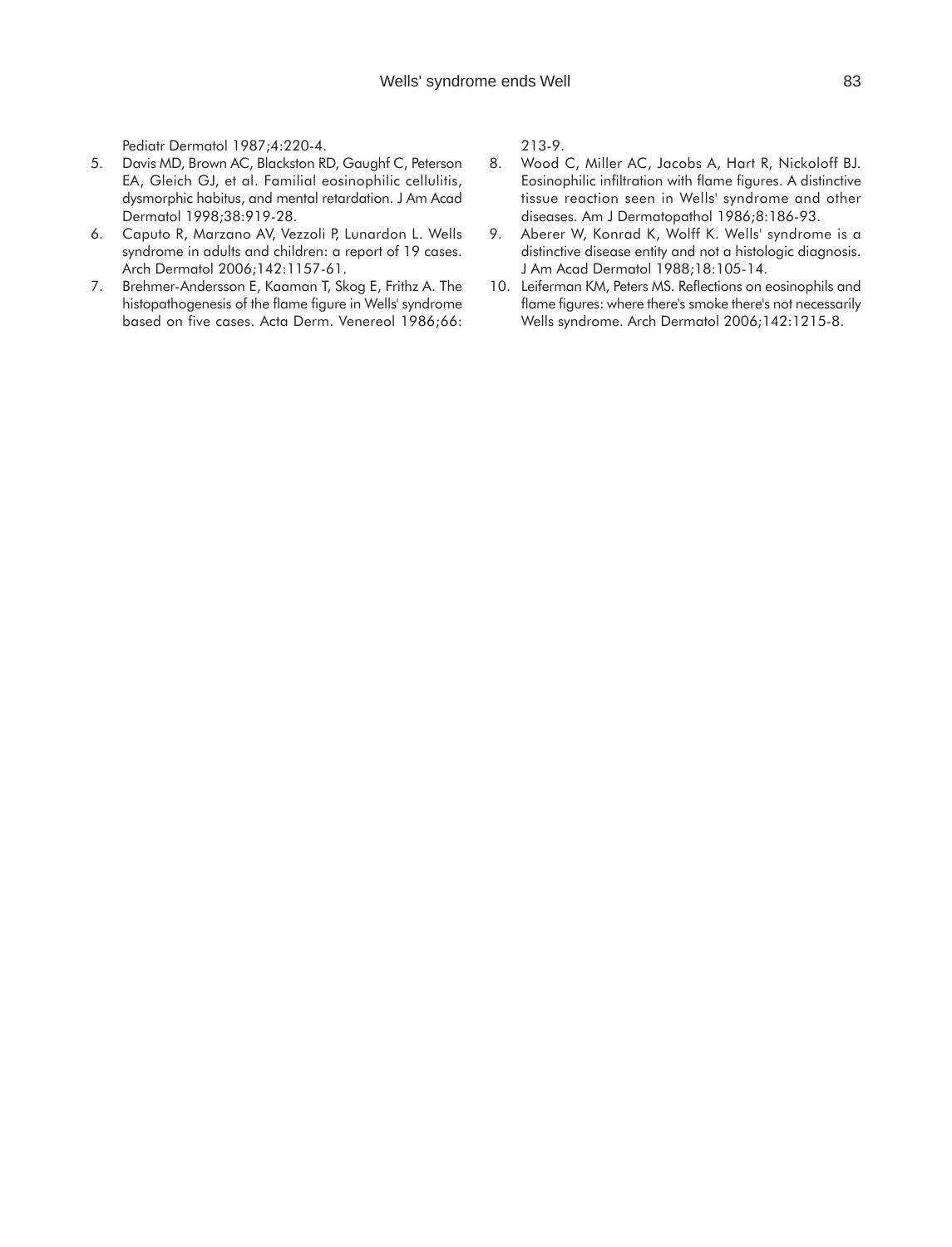Pediatr Dermatol 1987;4:220-4.

5. Davis MD, Brown AC, Blackston RD, Gaughf C, Peterson EA, Gleich GJ, et al. Familial eosinophilic cellulitis, dysmorphic habitus, and mental retardation. J Am Acad Dermatol 1998;38:919-28.
6. Caputo R, Marzano AV, Vezzoli P, Lunardon L. Wells syndrome in adults and children: a report of 19 cases. Arch Dermatol 2006;142:1157-61.
7. Brehmer-Andersson E, Kaaman T, Skog E, Frithz A. The histopathogenesis of the flame figure in Wells' syndrome based on five cases. Acta Derm. Venereol 1986;66: 213-9.
8. Wood C, Miller AC, Jacobs A, Hart R, Nickoloff BJ. Eosinophilic infiltration with flame figures. A distinctive tissue reaction seen in Wells' syndrome and other diseases. Am J Dermatopathol 1986;8:186-93.
9. Aberer W, Konrad K, Wolff K. Wells' syndrome is a distinctive disease entity and not a histologic diagnosis. J Am Acad Dermatol 1988;18:105-14.
10. Leiferman KM, Peters MS. Reflections on eosinophils and flame figures: where there's smoke there's not necessarily Wells syndrome. Arch Dermatol 2006;142:1215-8.